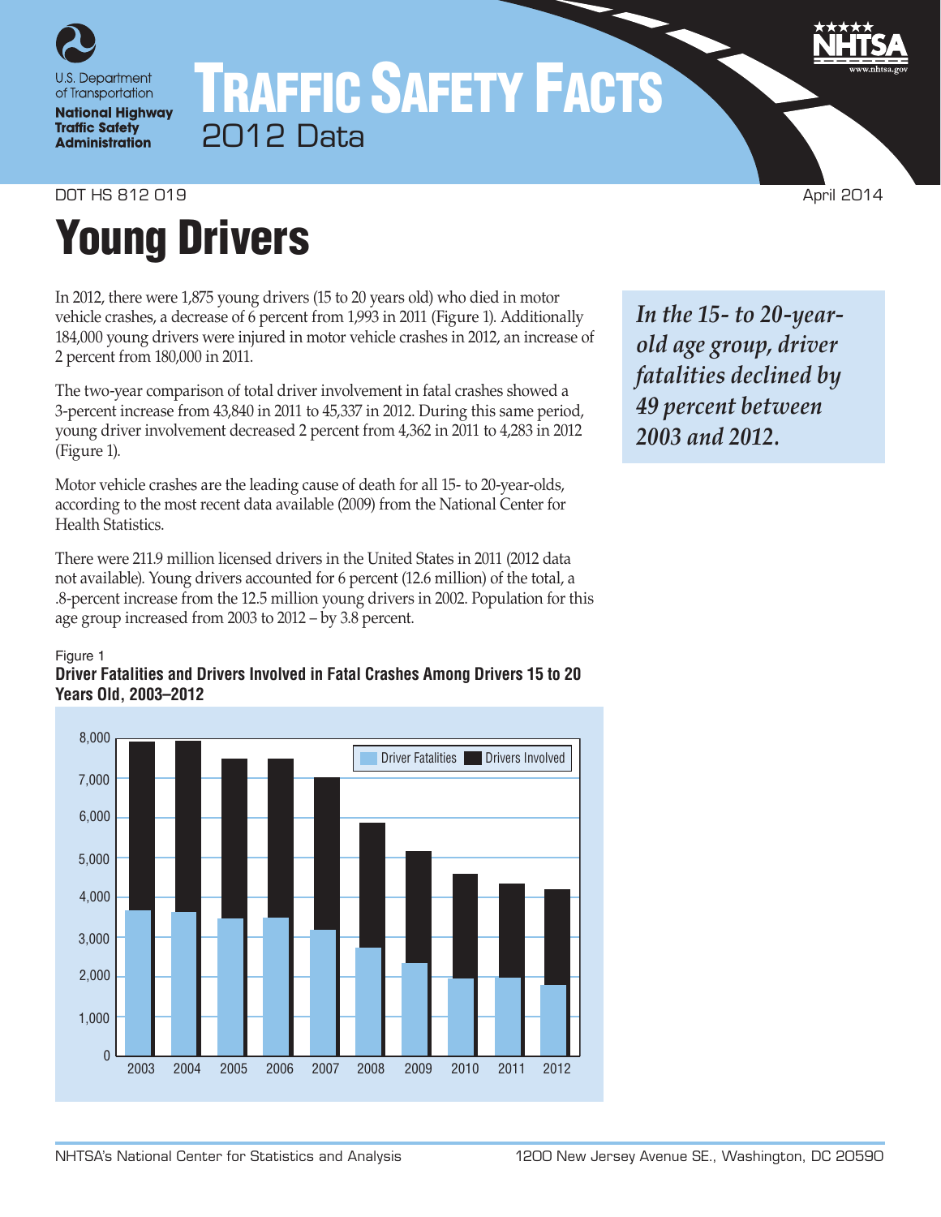U.S. Department of Transportation

National Highway Traffic Safety Administration

# TRAFFIC SAFETY FACTS

## 2012 Data

DOT HS 812 019 April 2014

# Young Drivers

In 2012, there were 1,875 young drivers (15 to 20 years old) who died in motor vehicle crashes, a decrease of 6 percent from 1,993 in 2011 (Figure 1). Additionally 184,000 young drivers were injured in motor vehicle crashes in 2012, an increase of 2 percent from 180,000 in 2011.

The two-year comparison of total driver involvement in fatal crashes showed a 3-percent increase from 43,840 in 2011 to 45,337 in 2012. During this same period, young driver involvement decreased 2 percent from 4,362 in 2011 to 4,283 in 2012 (Figure 1).

Motor vehicle crashes are the leading cause of death for all 15- to 20-year-olds, according to the most recent data available (2009) from the National Center for Health Statistics.

There were 211.9 million licensed drivers in the United States in 2011 (2012 data not available). Young drivers accounted for 6 percent (12.6 million) of the total, a .8-percent increase from the 12.5 million young drivers in 2002. Population for this age group increased from 2003 to 2012 – by 3.8 percent.

***In the 15- to 20-year-old age group, driver fatalities declined by 49 percent between 2003 and 2012.***

Figure 1
**Driver Fatalities and Drivers Involved in Fatal Crashes Among Drivers 15 to 20 Years Old, 2003–2012**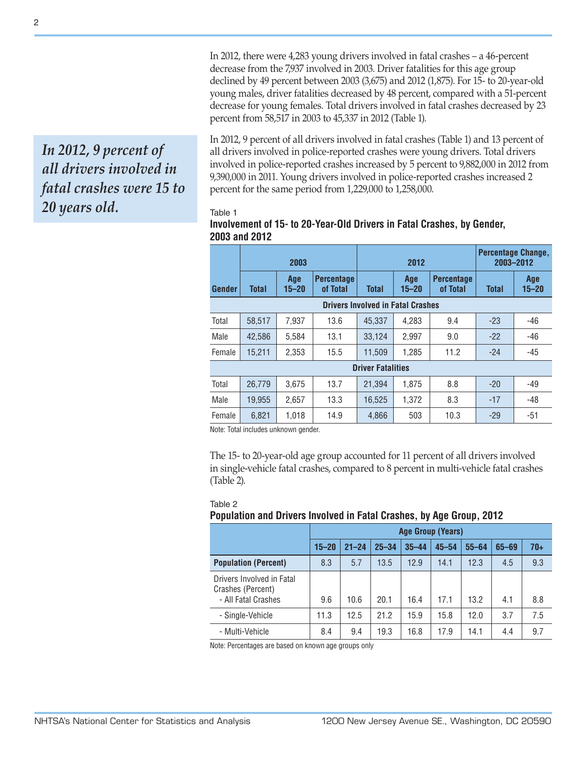In 2012, there were 4,283 young drivers involved in fatal crashes – a 46-percent decrease from the 7,937 involved in 2003. Driver fatalities for this age group declined by 49 percent between 2003 (3,675) and 2012 (1,875). For 15- to 20-year-old young males, driver fatalities decreased by 48 percent, compared with a 51-percent decrease for young females. Total drivers involved in fatal crashes decreased by 23 percent from 58,517 in 2003 to 45,337 in 2012 (Table 1).

*In 2012, 9 percent of all drivers involved in fatal crashes were 15 to 20 years old.*

In 2012, 9 percent of all drivers involved in fatal crashes (Table 1) and 13 percent of all drivers involved in police-reported crashes were young drivers. Total drivers involved in police-reported crashes increased by 5 percent to 9,882,000 in 2012 from 9,390,000 in 2011. Young drivers involved in police-reported crashes increased 2 percent for the same period from 1,229,000 to 1,258,000.

Table 1

**Involvement of 15- to 20-Year-Old Drivers in Fatal Crashes, by Gender, 2003 and 2012**

| | 2003 | | | 2012 | | | Percentage Change, 2003–2012 | |
|---|---|---|---|---|---|---|---|---|
| Gender | Total | Age 15–20 | Percentage of Total | Total | Age 15–20 | Percentage of Total | Total | Age 15–20 |
| **Drivers Involved in Fatal Crashes** | | | | | | | | |
| Total | 58,517 | 7,937 | 13.6 | 45,337 | 4,283 | 9.4 | -23 | -46 |
| Male | 42,586 | 5,584 | 13.1 | 33,124 | 2,997 | 9.0 | -22 | -46 |
| Female | 15,211 | 2,353 | 15.5 | 11,509 | 1,285 | 11.2 | -24 | -45 |
| **Driver Fatalities** | | | | | | | | |
| Total | 26,779 | 3,675 | 13.7 | 21,394 | 1,875 | 8.8 | -20 | -49 |
| Male | 19,955 | 2,657 | 13.3 | 16,525 | 1,372 | 8.3 | -17 | -48 |
| Female | 6,821 | 1,018 | 14.9 | 4,866 | 503 | 10.3 | -29 | -51 |

Note: Total includes unknown gender.

The 15- to 20-year-old age group accounted for 11 percent of all drivers involved in single-vehicle fatal crashes, compared to 8 percent in multi-vehicle fatal crashes (Table 2).

Table 2

**Population and Drivers Involved in Fatal Crashes, by Age Group, 2012**

| | Age Group (Years) | | | | | | | |
|---|---|---|---|---|---|---|---|---|
| | 15–20 | 21–24 | 25–34 | 35–44 | 45–54 | 55–64 | 65–69 | 70+ |
| **Population (Percent)** | 8.3 | 5.7 | 13.5 | 12.9 | 14.1 | 12.3 | 4.5 | 9.3 |
| Drivers Involved in Fatal Crashes (Percent) - All Fatal Crashes | 9.6 | 10.6 | 20.1 | 16.4 | 17.1 | 13.2 | 4.1 | 8.8 |
| - Single-Vehicle | 11.3 | 12.5 | 21.2 | 15.9 | 15.8 | 12.0 | 3.7 | 7.5 |
| - Multi-Vehicle | 8.4 | 9.4 | 19.3 | 16.8 | 17.9 | 14.1 | 4.4 | 9.7 |

Note: Percentages are based on known age groups only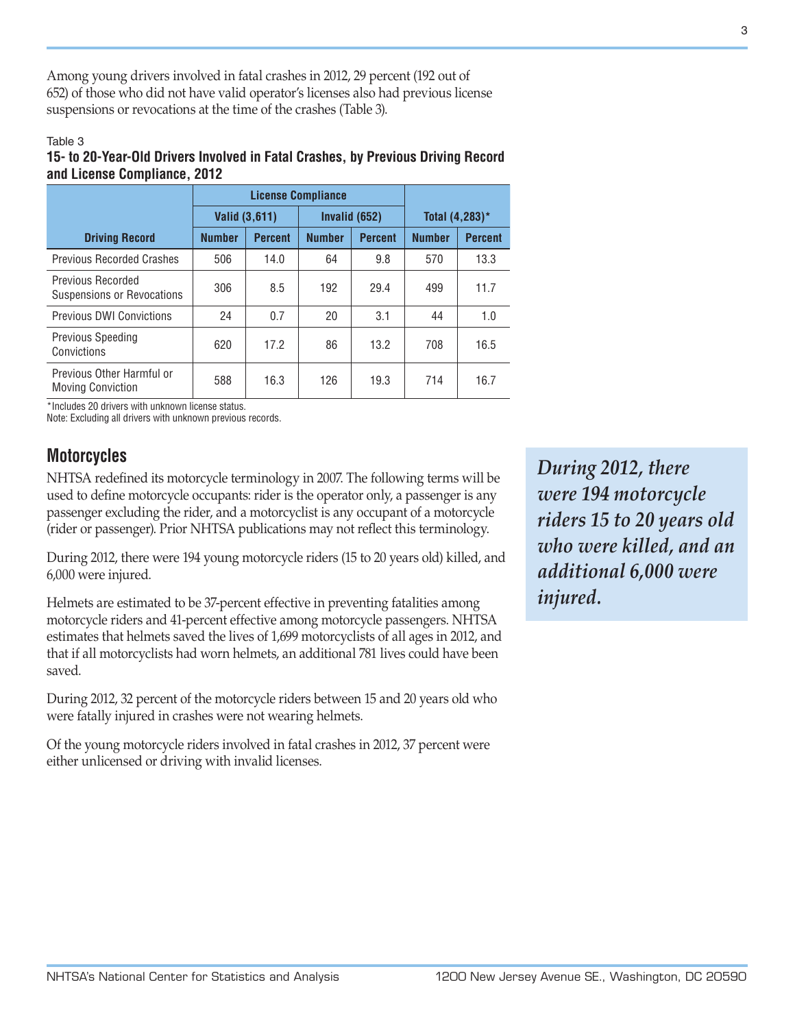Among young drivers involved in fatal crashes in 2012, 29 percent (192 out of 652) of those who did not have valid operator's licenses also had previous license suspensions or revocations at the time of the crashes (Table 3).

Table 3
**15- to 20-Year-Old Drivers Involved in Fatal Crashes, by Previous Driving Record and License Compliance, 2012**

| | License Compliance | | | | | |
|---|---|---|---|---|---|---|
| | Valid (3,611) | | Invalid (652) | | Total (4,283)* | |
| Driving Record | Number | Percent | Number | Percent | Number | Percent |
| Previous Recorded Crashes | 506 | 14.0 | 64 | 9.8 | 570 | 13.3 |
| Previous Recorded Suspensions or Revocations | 306 | 8.5 | 192 | 29.4 | 499 | 11.7 |
| Previous DWI Convictions | 24 | 0.7 | 20 | 3.1 | 44 | 1.0 |
| Previous Speeding Convictions | 620 | 17.2 | 86 | 13.2 | 708 | 16.5 |
| Previous Other Harmful or Moving Conviction | 588 | 16.3 | 126 | 19.3 | 714 | 16.7 |

*Includes 20 drivers with unknown license status.
Note: Excluding all drivers with unknown previous records.

## Motorcycles

NHTSA redefined its motorcycle terminology in 2007. The following terms will be used to define motorcycle occupants: rider is the operator only, a passenger is any passenger excluding the rider, and a motorcyclist is any occupant of a motorcycle (rider or passenger). Prior NHTSA publications may not reflect this terminology.

During 2012, there were 194 young motorcycle riders (15 to 20 years old) killed, and 6,000 were injured.

Helmets are estimated to be 37-percent effective in preventing fatalities among motorcycle riders and 41-percent effective among motorcycle passengers. NHTSA estimates that helmets saved the lives of 1,699 motorcyclists of all ages in 2012, and that if all motorcyclists had worn helmets, an additional 781 lives could have been saved.

During 2012, 32 percent of the motorcycle riders between 15 and 20 years old who were fatally injured in crashes were not wearing helmets.

Of the young motorcycle riders involved in fatal crashes in 2012, 37 percent were either unlicensed or driving with invalid licenses.

***During 2012, there were 194 motorcycle riders 15 to 20 years old who were killed, and an additional 6,000 were injured.***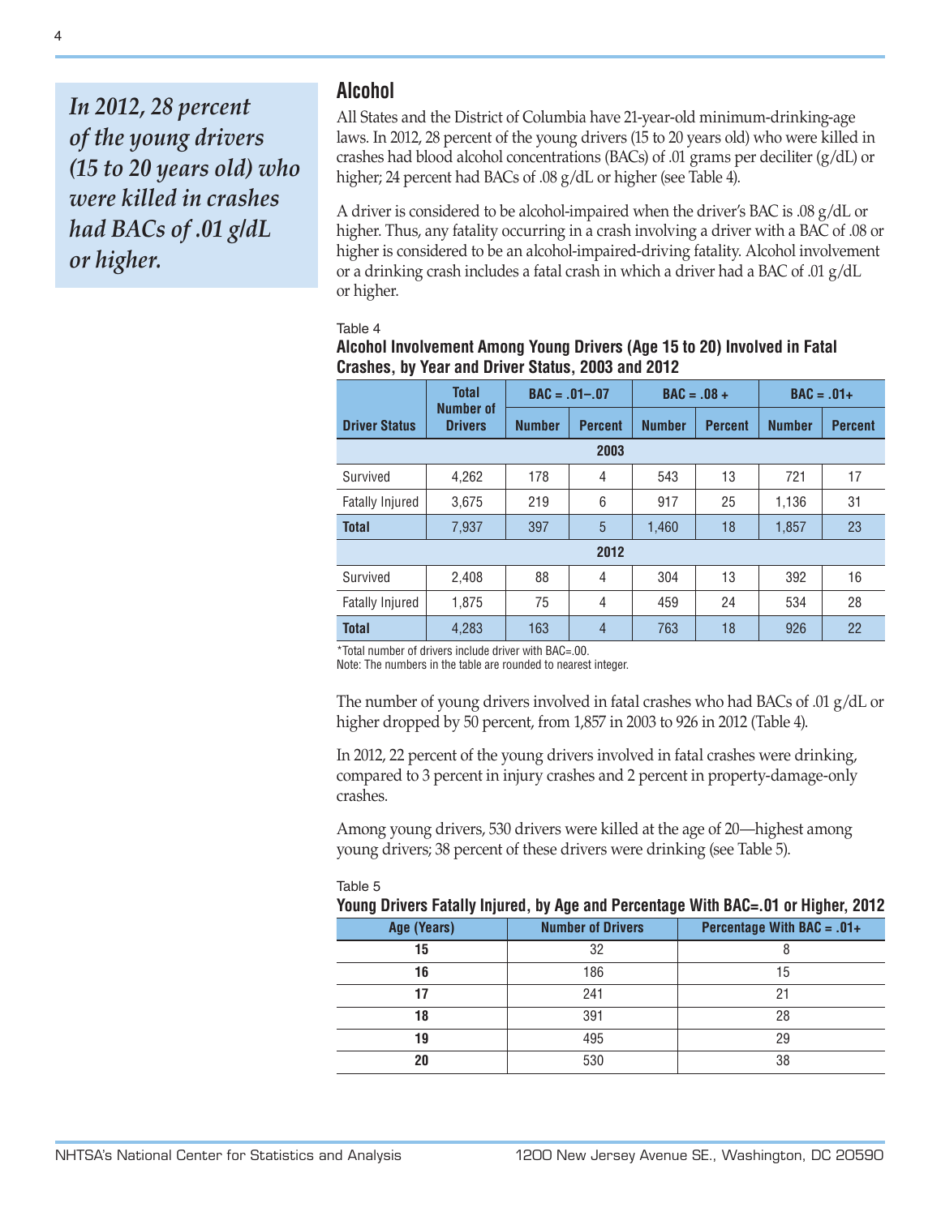*In 2012, 28 percent of the young drivers (15 to 20 years old) who were killed in crashes had BACs of .01 g/dL or higher.*

## Alcohol

All States and the District of Columbia have 21-year-old minimum-drinking-age laws. In 2012, 28 percent of the young drivers (15 to 20 years old) who were killed in crashes had blood alcohol concentrations (BACs) of .01 grams per deciliter (g/dL) or higher; 24 percent had BACs of .08 g/dL or higher (see Table 4).

A driver is considered to be alcohol-impaired when the driver's BAC is .08 g/dL or higher. Thus, any fatality occurring in a crash involving a driver with a BAC of .08 or higher is considered to be an alcohol-impaired-driving fatality. Alcohol involvement or a drinking crash includes a fatal crash in which a driver had a BAC of .01 g/dL or higher.

Table 4

**Alcohol Involvement Among Young Drivers (Age 15 to 20) Involved in Fatal Crashes, by Year and Driver Status, 2003 and 2012**

| Driver Status | Total Number of Drivers | BAC = .01–.07 | | BAC = .08 + | | BAC = .01+ | |
|---|---|---|---|---|---|---|---|
| | | Number | Percent | Number | Percent | Number | Percent |
| **2003** | | | | | | | |
| Survived | 4,262 | 178 | 4 | 543 | 13 | 721 | 17 |
| Fatally Injured | 3,675 | 219 | 6 | 917 | 25 | 1,136 | 31 |
| **Total** | 7,937 | 397 | 5 | 1,460 | 18 | 1,857 | 23 |
| **2012** | | | | | | | |
| Survived | 2,408 | 88 | 4 | 304 | 13 | 392 | 16 |
| Fatally Injured | 1,875 | 75 | 4 | 459 | 24 | 534 | 28 |
| **Total** | 4,283 | 163 | 4 | 763 | 18 | 926 | 22 |

*Total number of drivers include driver with BAC=.00.
Note: The numbers in the table are rounded to nearest integer.

The number of young drivers involved in fatal crashes who had BACs of .01 g/dL or higher dropped by 50 percent, from 1,857 in 2003 to 926 in 2012 (Table 4).

In 2012, 22 percent of the young drivers involved in fatal crashes were drinking, compared to 3 percent in injury crashes and 2 percent in property-damage-only crashes.

Among young drivers, 530 drivers were killed at the age of 20—highest among young drivers; 38 percent of these drivers were drinking (see Table 5).

Table 5

**Young Drivers Fatally Injured, by Age and Percentage With BAC=.01 or Higher, 2012**

| Age (Years) | Number of Drivers | Percentage With BAC = .01+ |
|---|---|---|
| **15** | 32 | 8 |
| **16** | 186 | 15 |
| **17** | 241 | 21 |
| **18** | 391 | 28 |
| **19** | 495 | 29 |
| **20** | 530 | 38 |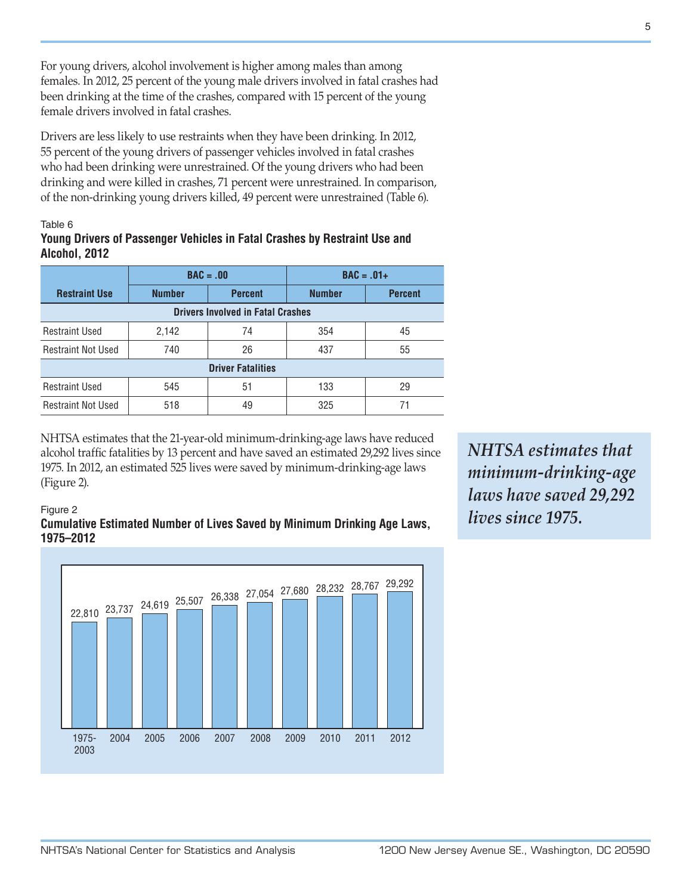For young drivers, alcohol involvement is higher among males than among females. In 2012, 25 percent of the young male drivers involved in fatal crashes had been drinking at the time of the crashes, compared with 15 percent of the young female drivers involved in fatal crashes.

Drivers are less likely to use restraints when they have been drinking. In 2012, 55 percent of the young drivers of passenger vehicles involved in fatal crashes who had been drinking were unrestrained. Of the young drivers who had been drinking and were killed in crashes, 71 percent were unrestrained. In comparison, of the non-drinking young drivers killed, 49 percent were unrestrained (Table 6).

Table 6

**Young Drivers of Passenger Vehicles in Fatal Crashes by Restraint Use and Alcohol, 2012**

| Restraint Use | BAC = .00 | | BAC = .01+ | |
|---|---|---|---|---|
| | Number | Percent | Number | Percent |
| **Drivers Involved in Fatal Crashes** | | | | |
| Restraint Used | 2,142 | 74 | 354 | 45 |
| Restraint Not Used | 740 | 26 | 437 | 55 |
| **Driver Fatalities** | | | | |
| Restraint Used | 545 | 51 | 133 | 29 |
| Restraint Not Used | 518 | 49 | 325 | 71 |

NHTSA estimates that the 21-year-old minimum-drinking-age laws have reduced alcohol traffic fatalities by 13 percent and have saved an estimated 29,292 lives since 1975. In 2012, an estimated 525 lives were saved by minimum-drinking-age laws (Figure 2).

*NHTSA estimates that minimum-drinking-age laws have saved 29,292 lives since 1975.*

Figure 2

**Cumulative Estimated Number of Lives Saved by Minimum Drinking Age Laws, 1975–2012**

| Year | Cumulative Lives Saved |
|---|---|
| 1975-2003 | 22,810 |
| 2004 | 23,737 |
| 2005 | 24,619 |
| 2006 | 25,507 |
| 2007 | 26,338 |
| 2008 | 27,054 |
| 2009 | 27,680 |
| 2010 | 28,232 |
| 2011 | 28,767 |
| 2012 | 29,292 |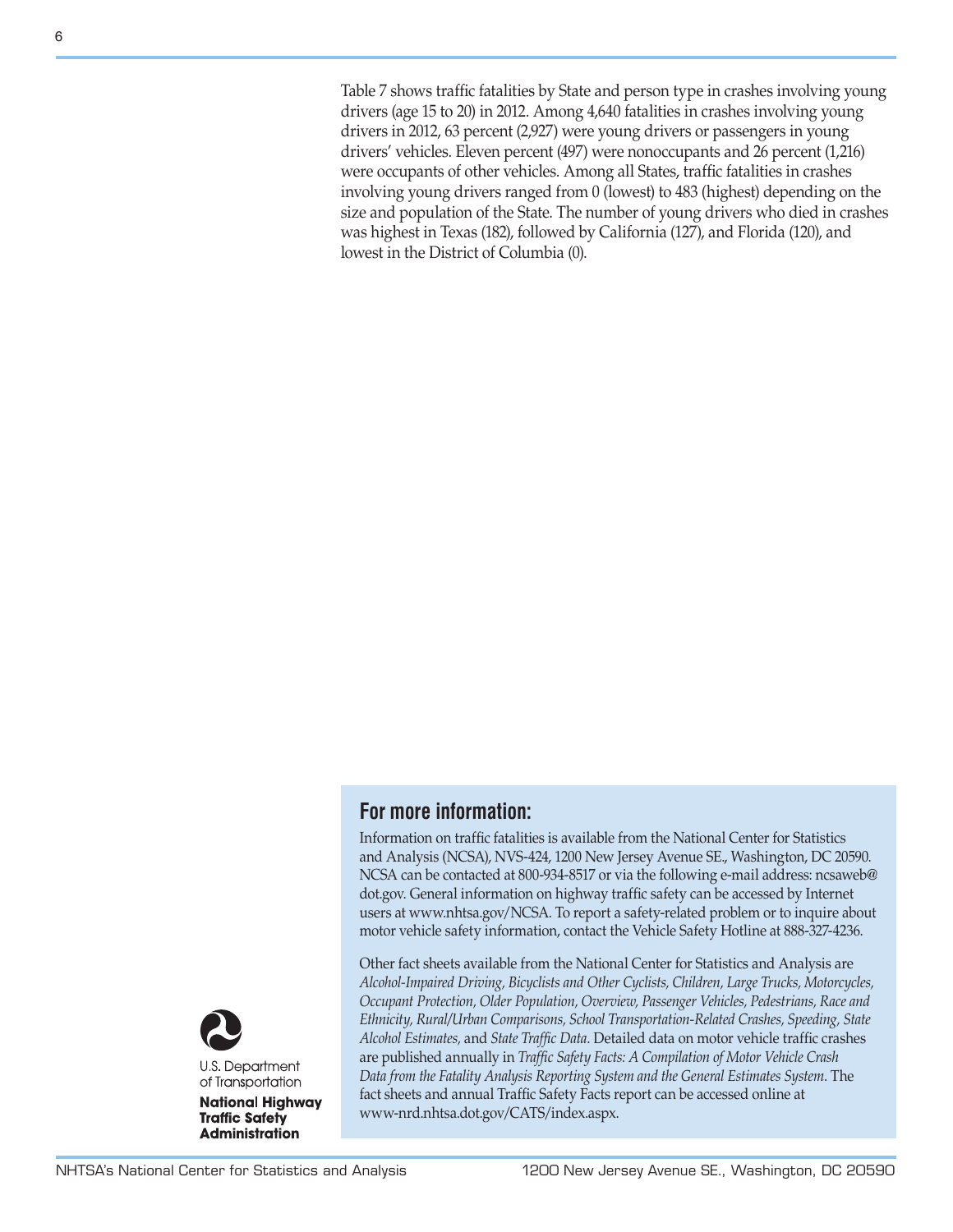Table 7 shows traffic fatalities by State and person type in crashes involving young drivers (age 15 to 20) in 2012. Among 4,640 fatalities in crashes involving young drivers in 2012, 63 percent (2,927) were young drivers or passengers in young drivers' vehicles. Eleven percent (497) were nonoccupants and 26 percent (1,216) were occupants of other vehicles. Among all States, traffic fatalities in crashes involving young drivers ranged from 0 (lowest) to 483 (highest) depending on the size and population of the State. The number of young drivers who died in crashes was highest in Texas (182), followed by California (127), and Florida (120), and lowest in the District of Columbia (0).

## For more information:

Information on traffic fatalities is available from the National Center for Statistics and Analysis (NCSA), NVS-424, 1200 New Jersey Avenue SE., Washington, DC 20590. NCSA can be contacted at 800-934-8517 or via the following e-mail address: ncsaweb@dot.gov. General information on highway traffic safety can be accessed by Internet users at www.nhtsa.gov/NCSA. To report a safety-related problem or to inquire about motor vehicle safety information, contact the Vehicle Safety Hotline at 888-327-4236.

Other fact sheets available from the National Center for Statistics and Analysis are *Alcohol-Impaired Driving, Bicyclists and Other Cyclists, Children, Large Trucks, Motorcycles, Occupant Protection, Older Population, Overview, Passenger Vehicles, Pedestrians, Race and Ethnicity, Rural/Urban Comparisons, School Transportation-Related Crashes, Speeding, State Alcohol Estimates,* and *State Traffic Data*. Detailed data on motor vehicle traffic crashes are published annually in *Traffic Safety Facts: A Compilation of Motor Vehicle Crash Data from the Fatality Analysis Reporting System and the General Estimates System*. The fact sheets and annual Traffic Safety Facts report can be accessed online at www-nrd.nhtsa.dot.gov/CATS/index.aspx.

U.S. Department of Transportation

**National Highway Traffic Safety Administration**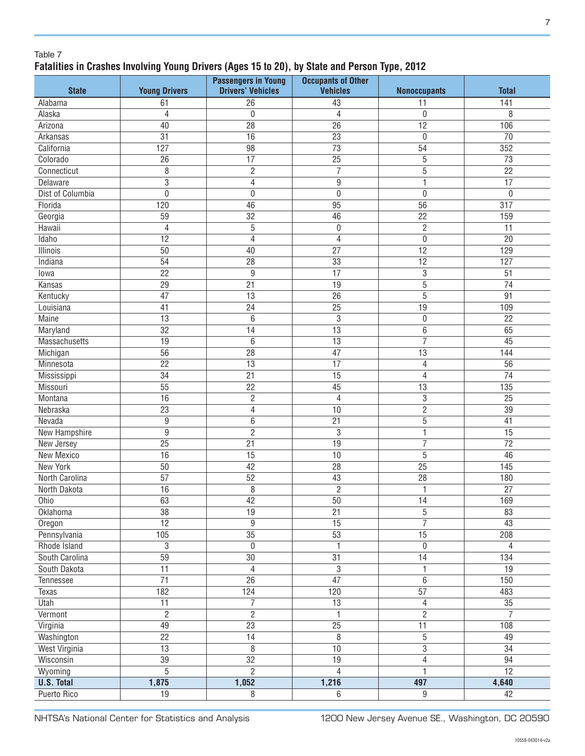Table 7

**Fatalities in Crashes Involving Young Drivers (Ages 15 to 20), by State and Person Type, 2012**

| State | Young Drivers | Passengers in Young Drivers' Vehicles | Occupants of Other Vehicles | Nonoccupants | Total |
|---|---|---|---|---|---|
| Alabama | 61 | 26 | 43 | 11 | 141 |
| Alaska | 4 | 0 | 4 | 0 | 8 |
| Arizona | 40 | 28 | 26 | 12 | 106 |
| Arkansas | 31 | 16 | 23 | 0 | 70 |
| California | 127 | 98 | 73 | 54 | 352 |
| Colorado | 26 | 17 | 25 | 5 | 73 |
| Connecticut | 8 | 2 | 7 | 5 | 22 |
| Delaware | 3 | 4 | 9 | 1 | 17 |
| Dist of Columbia | 0 | 0 | 0 | 0 | 0 |
| Florida | 120 | 46 | 95 | 56 | 317 |
| Georgia | 59 | 32 | 46 | 22 | 159 |
| Hawaii | 4 | 5 | 0 | 2 | 11 |
| Idaho | 12 | 4 | 4 | 0 | 20 |
| Illinois | 50 | 40 | 27 | 12 | 129 |
| Indiana | 54 | 28 | 33 | 12 | 127 |
| Iowa | 22 | 9 | 17 | 3 | 51 |
| Kansas | 29 | 21 | 19 | 5 | 74 |
| Kentucky | 47 | 13 | 26 | 5 | 91 |
| Louisiana | 41 | 24 | 25 | 19 | 109 |
| Maine | 13 | 6 | 3 | 0 | 22 |
| Maryland | 32 | 14 | 13 | 6 | 65 |
| Massachusetts | 19 | 6 | 13 | 7 | 45 |
| Michigan | 56 | 28 | 47 | 13 | 144 |
| Minnesota | 22 | 13 | 17 | 4 | 56 |
| Mississippi | 34 | 21 | 15 | 4 | 74 |
| Missouri | 55 | 22 | 45 | 13 | 135 |
| Montana | 16 | 2 | 4 | 3 | 25 |
| Nebraska | 23 | 4 | 10 | 2 | 39 |
| Nevada | 9 | 6 | 21 | 5 | 41 |
| New Hampshire | 9 | 2 | 3 | 1 | 15 |
| New Jersey | 25 | 21 | 19 | 7 | 72 |
| New Mexico | 16 | 15 | 10 | 5 | 46 |
| New York | 50 | 42 | 28 | 25 | 145 |
| North Carolina | 57 | 52 | 43 | 28 | 180 |
| North Dakota | 16 | 8 | 2 | 1 | 27 |
| Ohio | 63 | 42 | 50 | 14 | 169 |
| Oklahoma | 38 | 19 | 21 | 5 | 83 |
| Oregon | 12 | 9 | 15 | 7 | 43 |
| Pennsylvania | 105 | 35 | 53 | 15 | 208 |
| Rhode Island | 3 | 0 | 1 | 0 | 4 |
| South Carolina | 59 | 30 | 31 | 14 | 134 |
| South Dakota | 11 | 4 | 3 | 1 | 19 |
| Tennessee | 71 | 26 | 47 | 6 | 150 |
| Texas | 182 | 124 | 120 | 57 | 483 |
| Utah | 11 | 7 | 13 | 4 | 35 |
| Vermont | 2 | 2 | 1 | 2 | 7 |
| Virginia | 49 | 23 | 25 | 11 | 108 |
| Washington | 22 | 14 | 8 | 5 | 49 |
| West Virginia | 13 | 8 | 10 | 3 | 34 |
| Wisconsin | 39 | 32 | 19 | 4 | 94 |
| Wyoming | 5 | 2 | 4 | 1 | 12 |
| **U.S. Total** | **1,875** | **1,052** | **1,216** | **497** | **4,640** |
| Puerto Rico | 19 | 8 | 6 | 9 | 42 |

NHTSA's National Center for Statistics and Analysis 1200 New Jersey Avenue SE., Washington, DC 20590

10558-043014-v2a